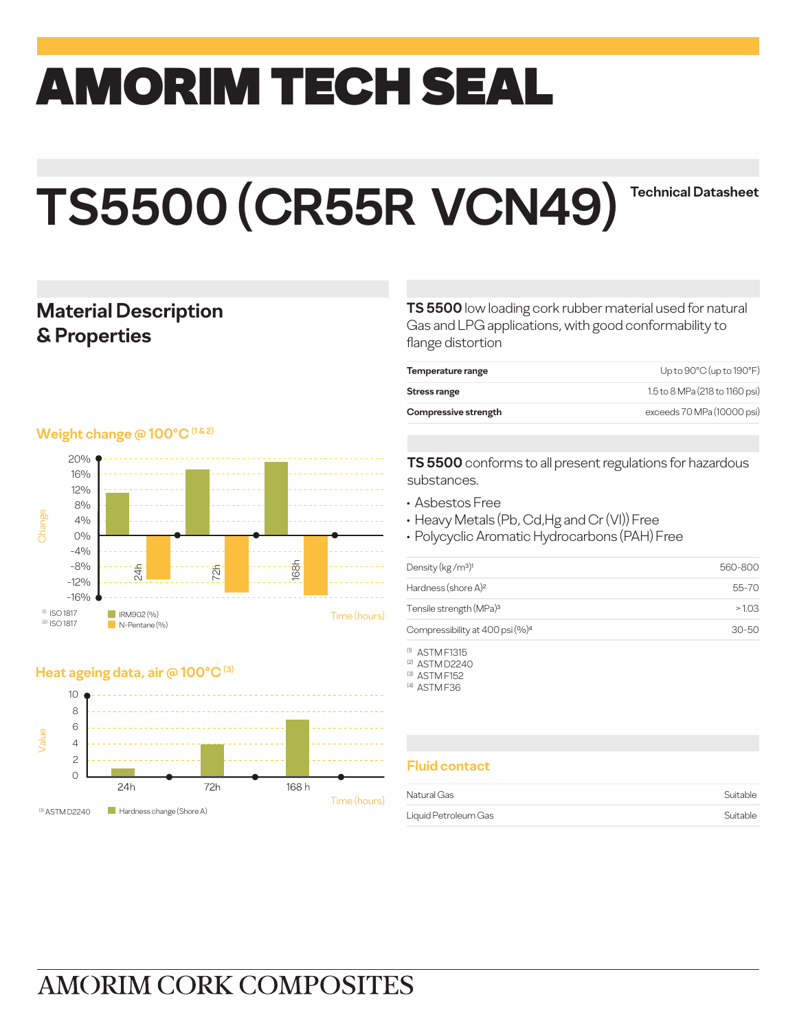# AMORIM TECH SEAL

# TS5500 (CR55R VCN49)

**Technical Datasheet**

## Material Description & Properties

**TS 5500** low loading cork rubber material used for natural Gas and LPG applications, with good conformability to flange distortion

| | |
|---|---|
| **Temperature range** | Up to 90°C (up to 190°F) |
| **Stress range** | 1.5 to 8 MPa (218 to 1160 psi) |
| **Compressive strength** | exceeds 70 MPa (10000 psi) |

**TS 5500** conforms to all present regulations for hazardous substances.

- Asbestos Free
- Heavy Metals (Pb, Cd,Hg and Cr (VI)) Free
- Polycyclic Aromatic Hydrocarbons (PAH) Free

| | |
|---|---|
| Density (kg /m³)[1] | 560-800 |
| Hardness (shore A)[2] | 55-70 |
| Tensile strength (MPa)[3] | > 1.03 |
| Compressibility at 400 psi (%)[4] | 30-50 |

[1] ASTM F1315
[2] ASTM D2240
[3] ASTM F152
[4] ASTM F36

### Weight change @ 100°C [1 & 2]

Change vs. Time (hours): 24h, 72h, 168h

Legend: IRM902 (%), N-Pentane (%)

[1] ISO 1817
[2] ISO 1817

### Heat ageing data, air @ 100°C [3]

Value vs. Time (hours): 24h, 72h, 168 h

Legend: Hardness change (Shore A)

[3] ASTM D2240

### Fluid contact

| | |
|---|---|
| Natural Gas | Suitable |
| Liquid Petroleum Gas | Suitable |

AMORIM CORK COMPOSITES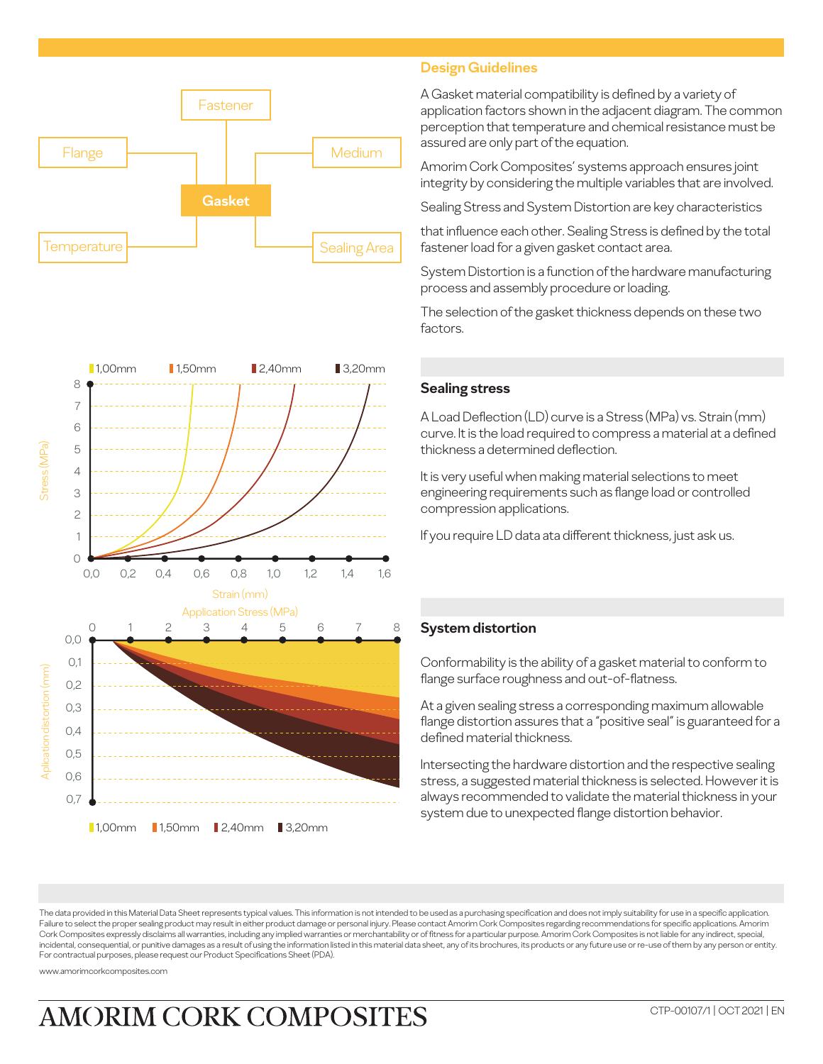Fastener

Flange

Medium

Gasket

Temperature

Sealing Area

## Design Guidelines

A Gasket material compatibility is defined by a variety of application factors shown in the adjacent diagram. The common perception that temperature and chemical resistance must be assured are only part of the equation.

Amorim Cork Composites' systems approach ensures joint integrity by considering the multiple variables that are involved.

Sealing Stress and System Distortion are key characteristics

that influence each other. Sealing Stress is defined by the total fastener load for a given gasket contact area.

System Distortion is a function of the hardware manufacturing process and assembly procedure or loading.

The selection of the gasket thickness depends on these two factors.

1,00mm 1,50mm 2,40mm 3,20mm

Stress (MPa)

8
7
6
5
4
3
2
1
0

0,0 0,2 0,4 0,6 0,8 1,0 1,2 1,4 1,6

Strain (mm)

### Sealing stress

A Load Deflection (LD) curve is a Stress (MPa) vs. Strain (mm) curve. It is the load required to compress a material at a defined thickness a determined deflection.

It is very useful when making material selections to meet engineering requirements such as flange load or controlled compression applications.

If you require LD data ata different thickness, just ask us.

Application Stress (MPa)

0 1 2 3 4 5 6 7 8

Aplication distortion (mm)

0,0
0,1
0,2
0,3
0,4
0,5
0,6
0,7

1,00mm 1,50mm 2,40mm 3,20mm

### System distortion

Conformability is the ability of a gasket material to conform to flange surface roughness and out-of-flatness.

At a given sealing stress a corresponding maximum allowable flange distortion assures that a "positive seal" is guaranteed for a defined material thickness.

Intersecting the hardware distortion and the respective sealing stress, a suggested material thickness is selected. However it is always recommended to validate the material thickness in your system due to unexpected flange distortion behavior.

The data provided in this Material Data Sheet represents typical values. This information is not intended to be used as a purchasing specification and does not imply suitability for use in a specific application. Failure to select the proper sealing product may result in either product damage or personal injury. Please contact Amorim Cork Composites regarding recommendations for specific applications. Amorim Cork Composites expressly disclaims all warranties, including any implied warranties or merchantability or of fitness for a particular purpose. Amorim Cork Composites is not liable for any indirect, special, incidental, consequential, or punitive damages as a result of using the information listed in this material data sheet, any of its brochures, its products or any future use or re-use of them by any person or entity. For contractual purposes, please request our Product Specifications Sheet (PDA).

www.amorimcorkcomposites.com

AMORIM CORK COMPOSITES

CTP-00107/1 | OCT 2021 | EN